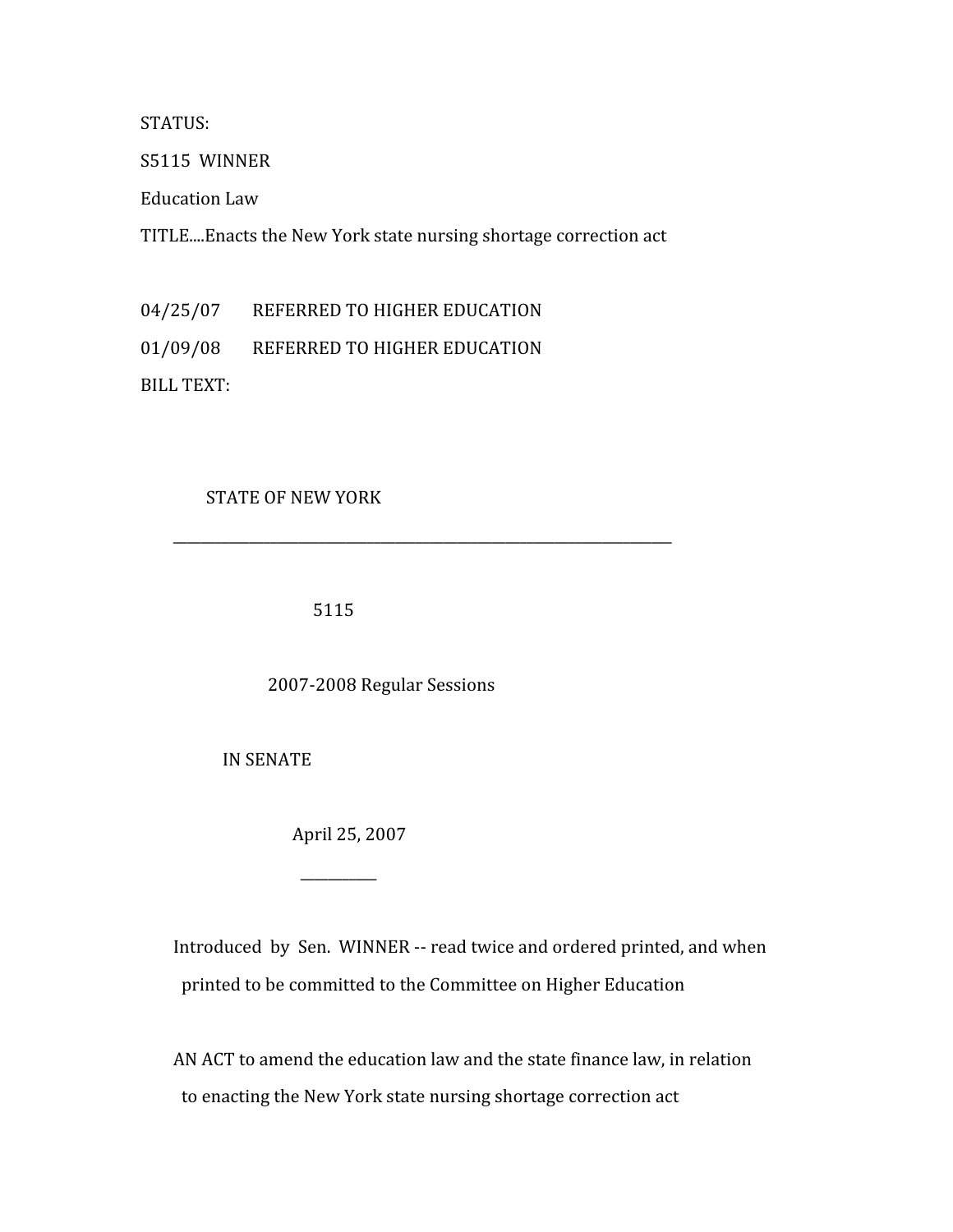STATUS:

S5115 WINNER

Education Law

TITLE....Enacts the New York state nursing shortage correction act

04/25/07 REFERRED TO HIGHER EDUCATION

01/09/08 REFERRED TO HIGHER EDUCATION

BILL TEXT:

STATE OF NEW YORK

---

5115

2007-2008 Regular Sessions

IN SENATE

April 25, 2007

---

Introduced by Sen. WINNER -- read twice and ordered printed, and when printed to be committed to the Committee on Higher Education

AN ACT to amend the education law and the state finance law, in relation to enacting the New York state nursing shortage correction act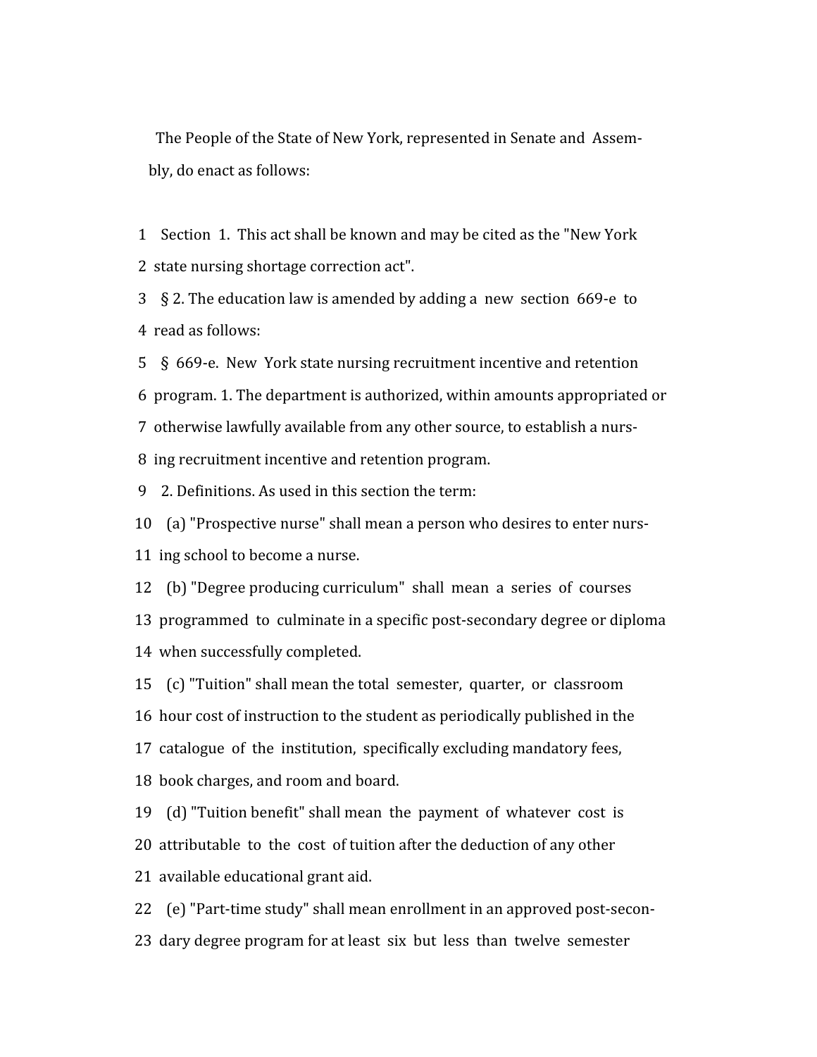The People of the State of New York, represented in Senate and Assembly, do enact as follows:

1 Section 1. This act shall be known and may be cited as the "New York
2 state nursing shortage correction act".
3 § 2. The education law is amended by adding a new section 669-e to
4 read as follows:
5 § 669-e. New York state nursing recruitment incentive and retention
6 program. 1. The department is authorized, within amounts appropriated or
7 otherwise lawfully available from any other source, to establish a nurs-
8 ing recruitment incentive and retention program.
9 2. Definitions. As used in this section the term:
10 (a) "Prospective nurse" shall mean a person who desires to enter nurs-
11 ing school to become a nurse.
12 (b) "Degree producing curriculum" shall mean a series of courses
13 programmed to culminate in a specific post-secondary degree or diploma
14 when successfully completed.
15 (c) "Tuition" shall mean the total semester, quarter, or classroom
16 hour cost of instruction to the student as periodically published in the
17 catalogue of the institution, specifically excluding mandatory fees,
18 book charges, and room and board.
19 (d) "Tuition benefit" shall mean the payment of whatever cost is
20 attributable to the cost of tuition after the deduction of any other
21 available educational grant aid.
22 (e) "Part-time study" shall mean enrollment in an approved post-secon-
23 dary degree program for at least six but less than twelve semester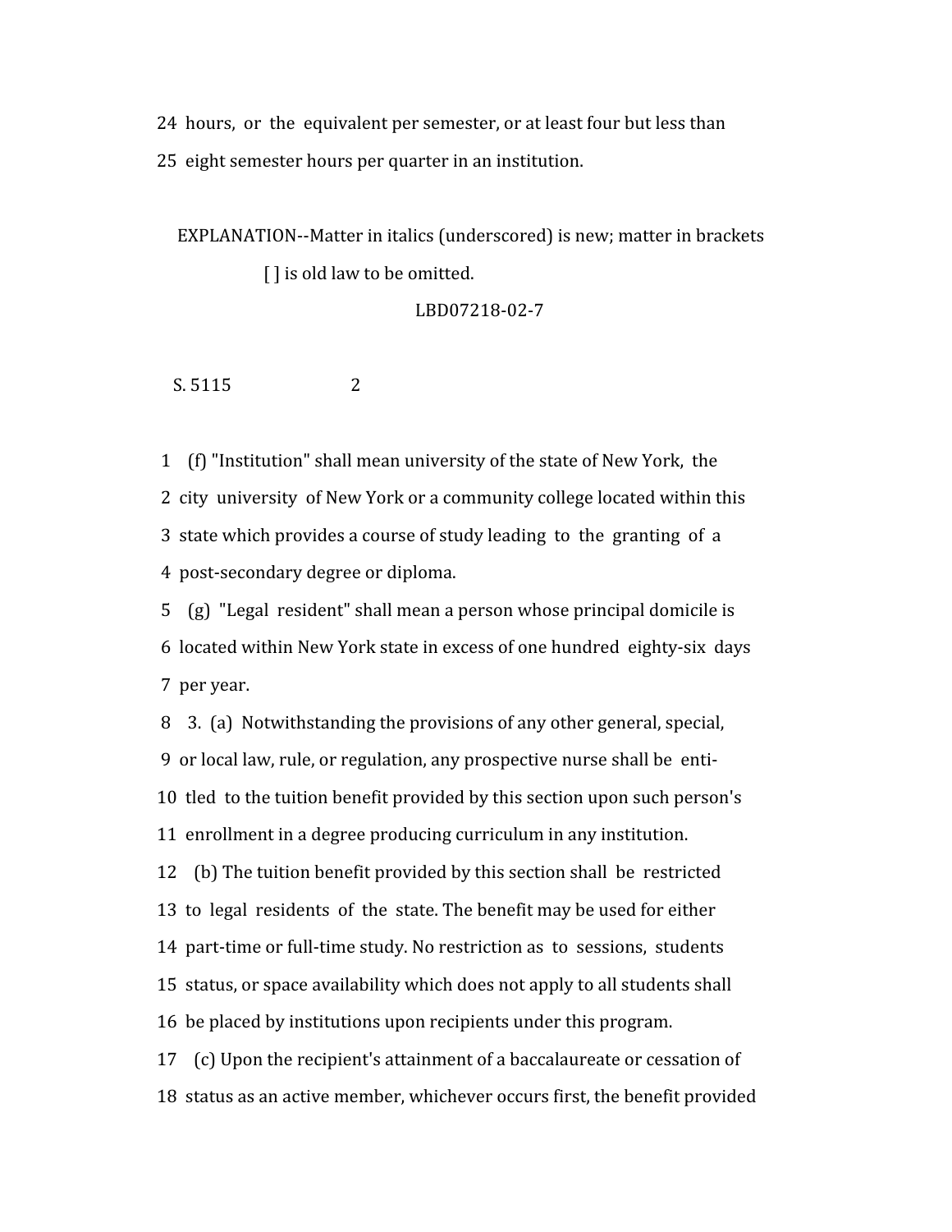24 hours, or the equivalent per semester, or at least four but less than
25 eight semester hours per quarter in an institution.

EXPLANATION--Matter in italics (underscored) is new; matter in brackets
[ ] is old law to be omitted.

LBD07218-02-7

S. 5115 2

1 (f) "Institution" shall mean university of the state of New York, the
2 city university of New York or a community college located within this
3 state which provides a course of study leading to the granting of a
4 post-secondary degree or diploma.
5 (g) "Legal resident" shall mean a person whose principal domicile is
6 located within New York state in excess of one hundred eighty-six days
7 per year.
8 3. (a) Notwithstanding the provisions of any other general, special,
9 or local law, rule, or regulation, any prospective nurse shall be enti-
10 tled to the tuition benefit provided by this section upon such person's
11 enrollment in a degree producing curriculum in any institution.
12 (b) The tuition benefit provided by this section shall be restricted
13 to legal residents of the state. The benefit may be used for either
14 part-time or full-time study. No restriction as to sessions, students
15 status, or space availability which does not apply to all students shall
16 be placed by institutions upon recipients under this program.
17 (c) Upon the recipient's attainment of a baccalaureate or cessation of
18 status as an active member, whichever occurs first, the benefit provided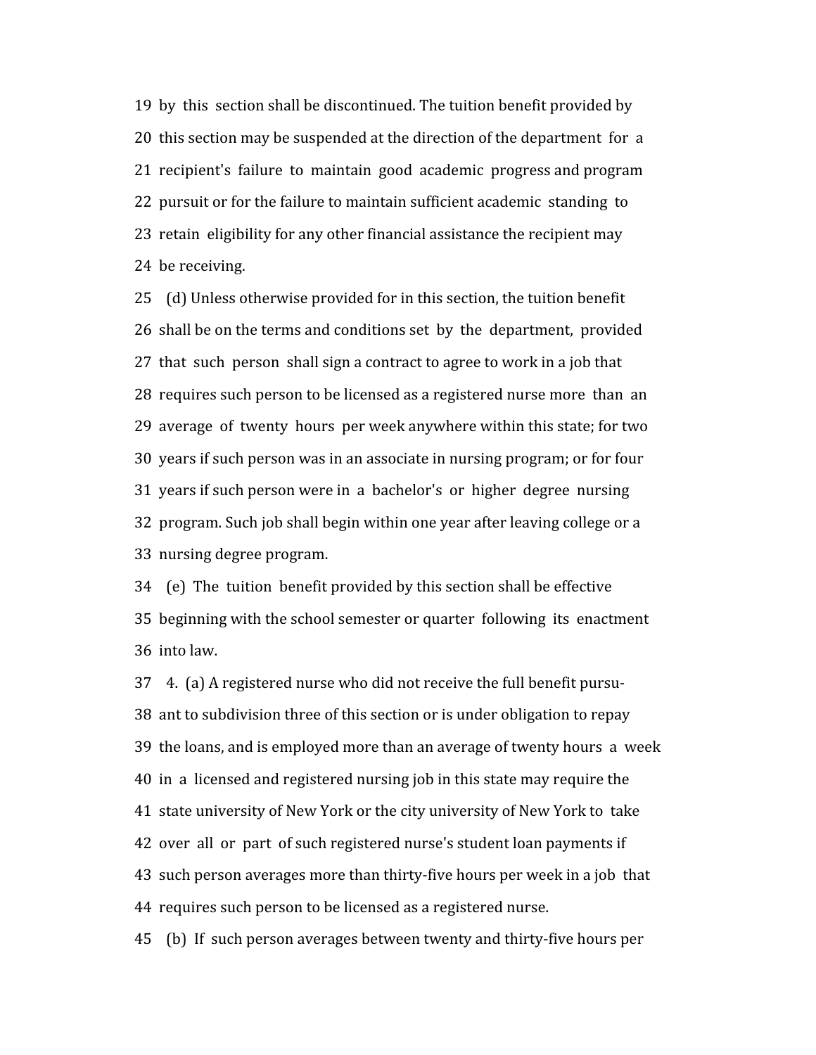19 by this section shall be discontinued. The tuition benefit provided by

20 this section may be suspended at the direction of the department for a

21 recipient's failure to maintain good academic progress and program

22 pursuit or for the failure to maintain sufficient academic standing to

23 retain eligibility for any other financial assistance the recipient may

24 be receiving.

25 (d) Unless otherwise provided for in this section, the tuition benefit

26 shall be on the terms and conditions set by the department, provided

27 that such person shall sign a contract to agree to work in a job that

28 requires such person to be licensed as a registered nurse more than an

29 average of twenty hours per week anywhere within this state; for two

30 years if such person was in an associate in nursing program; or for four

31 years if such person were in a bachelor's or higher degree nursing

32 program. Such job shall begin within one year after leaving college or a

33 nursing degree program.

34 (e) The tuition benefit provided by this section shall be effective

35 beginning with the school semester or quarter following its enactment

36 into law.

37 4. (a) A registered nurse who did not receive the full benefit pursu-

38 ant to subdivision three of this section or is under obligation to repay

39 the loans, and is employed more than an average of twenty hours a week

40 in a licensed and registered nursing job in this state may require the

41 state university of New York or the city university of New York to take

42 over all or part of such registered nurse's student loan payments if

43 such person averages more than thirty-five hours per week in a job that

44 requires such person to be licensed as a registered nurse.

45 (b) If such person averages between twenty and thirty-five hours per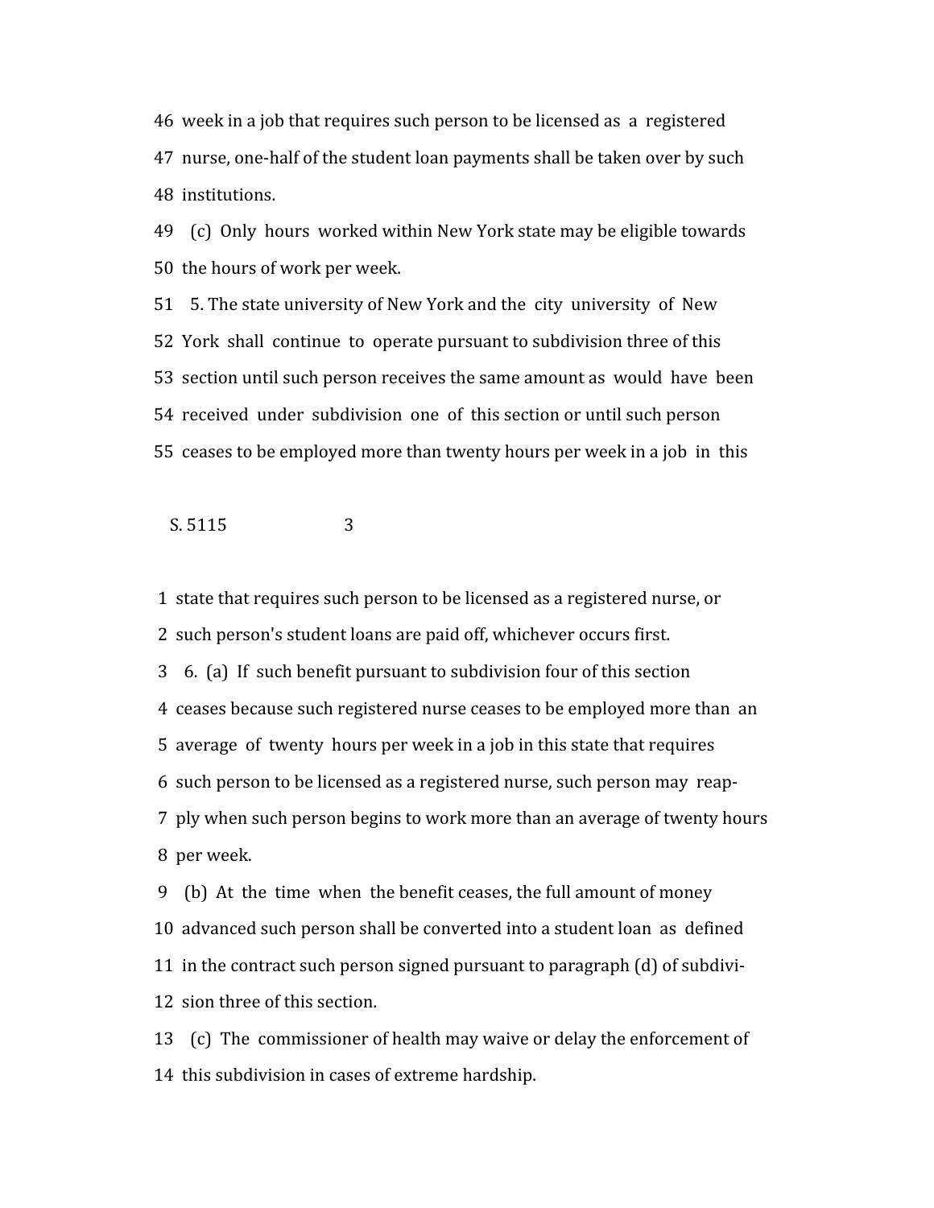46 week in a job that requires such person to be licensed as a registered

47 nurse, one-half of the student loan payments shall be taken over by such

48 institutions.

49 (c) Only hours worked within New York state may be eligible towards

50 the hours of work per week.

51 5. The state university of New York and the city university of New

52 York shall continue to operate pursuant to subdivision three of this

53 section until such person receives the same amount as would have been

54 received under subdivision one of this section or until such person

55 ceases to be employed more than twenty hours per week in a job in this

1 state that requires such person to be licensed as a registered nurse, or

2 such person's student loans are paid off, whichever occurs first.

3 6. (a) If such benefit pursuant to subdivision four of this section

4 ceases because such registered nurse ceases to be employed more than an

5 average of twenty hours per week in a job in this state that requires

6 such person to be licensed as a registered nurse, such person may reap-

7 ply when such person begins to work more than an average of twenty hours

8 per week.

9 (b) At the time when the benefit ceases, the full amount of money

10 advanced such person shall be converted into a student loan as defined

11 in the contract such person signed pursuant to paragraph (d) of subdivi-

12 sion three of this section.

13 (c) The commissioner of health may waive or delay the enforcement of

14 this subdivision in cases of extreme hardship.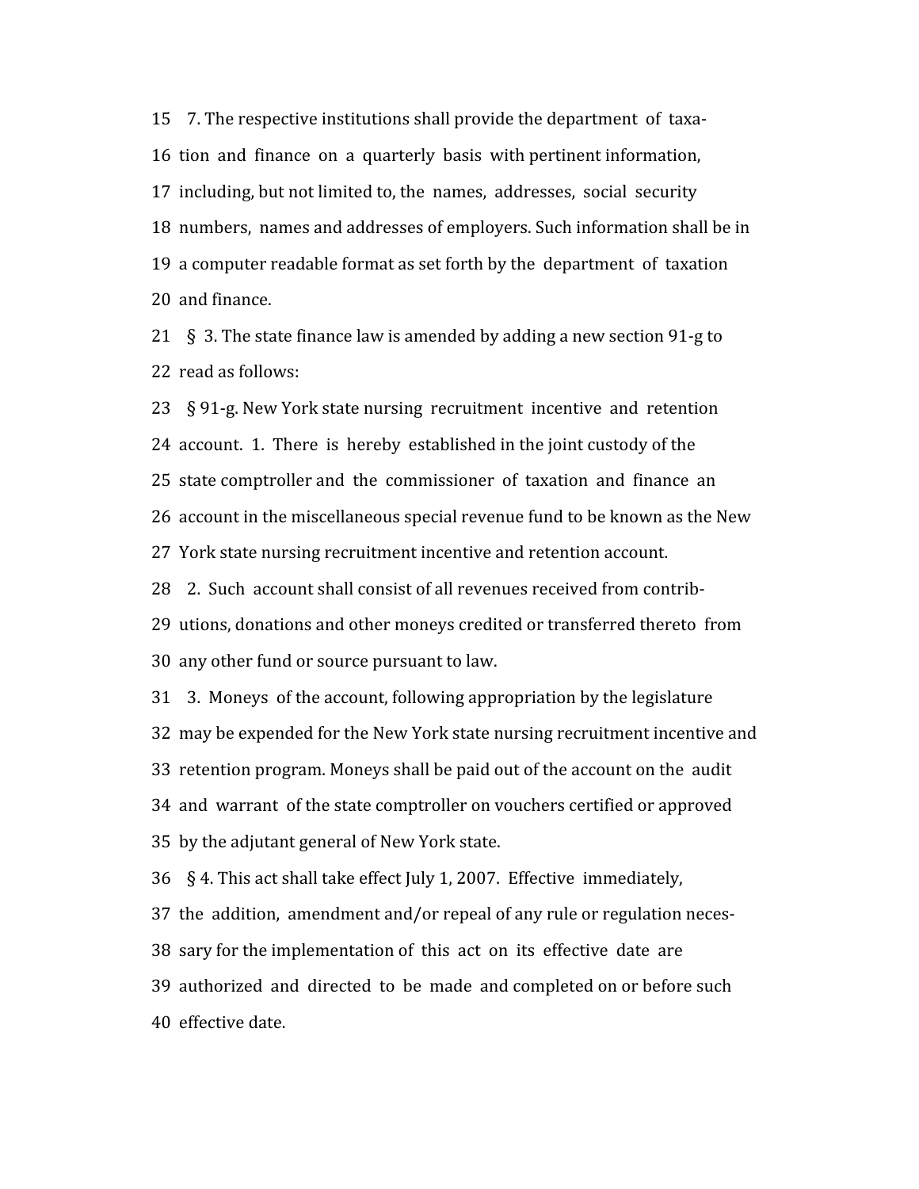15 7. The respective institutions shall provide the department of taxa-

16 tion and finance on a quarterly basis with pertinent information,

17 including, but not limited to, the names, addresses, social security

18 numbers, names and addresses of employers. Such information shall be in

19 a computer readable format as set forth by the department of taxation

20 and finance.

21 § 3. The state finance law is amended by adding a new section 91-g to

22 read as follows:

23 § 91-g. New York state nursing recruitment incentive and retention

24 account. 1. There is hereby established in the joint custody of the

25 state comptroller and the commissioner of taxation and finance an

26 account in the miscellaneous special revenue fund to be known as the New

27 York state nursing recruitment incentive and retention account.

28 2. Such account shall consist of all revenues received from contrib-

29 utions, donations and other moneys credited or transferred thereto from

30 any other fund or source pursuant to law.

31 3. Moneys of the account, following appropriation by the legislature

32 may be expended for the New York state nursing recruitment incentive and

33 retention program. Moneys shall be paid out of the account on the audit

34 and warrant of the state comptroller on vouchers certified or approved

35 by the adjutant general of New York state.

36 § 4. This act shall take effect July 1, 2007. Effective immediately,

37 the addition, amendment and/or repeal of any rule or regulation neces-

38 sary for the implementation of this act on its effective date are

39 authorized and directed to be made and completed on or before such

40 effective date.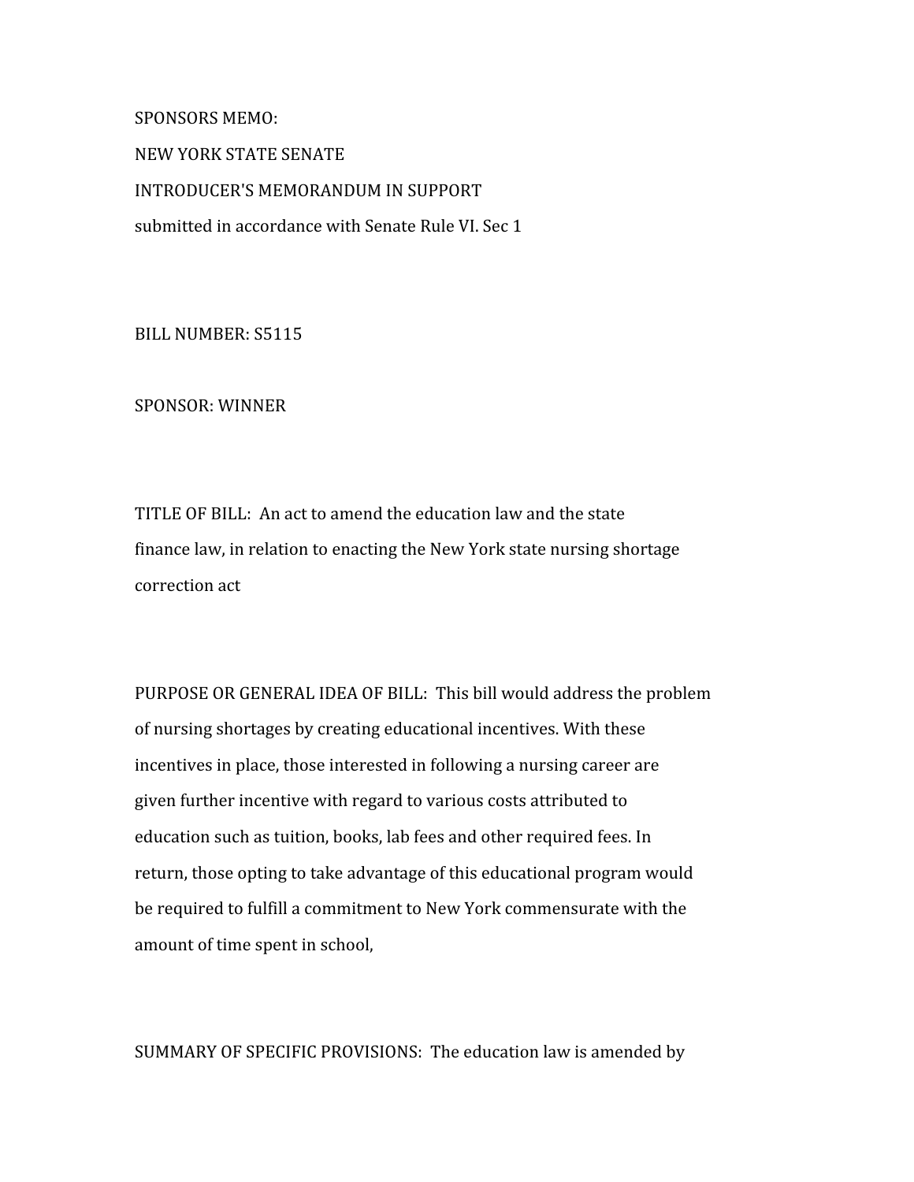SPONSORS MEMO:

NEW YORK STATE SENATE

INTRODUCER'S MEMORANDUM IN SUPPORT

submitted in accordance with Senate Rule VI. Sec 1

BILL NUMBER: S5115

SPONSOR: WINNER

TITLE OF BILL: An act to amend the education law and the state finance law, in relation to enacting the New York state nursing shortage correction act

PURPOSE OR GENERAL IDEA OF BILL: This bill would address the problem of nursing shortages by creating educational incentives. With these incentives in place, those interested in following a nursing career are given further incentive with regard to various costs attributed to education such as tuition, books, lab fees and other required fees. In return, those opting to take advantage of this educational program would be required to fulfill a commitment to New York commensurate with the amount of time spent in school,

SUMMARY OF SPECIFIC PROVISIONS: The education law is amended by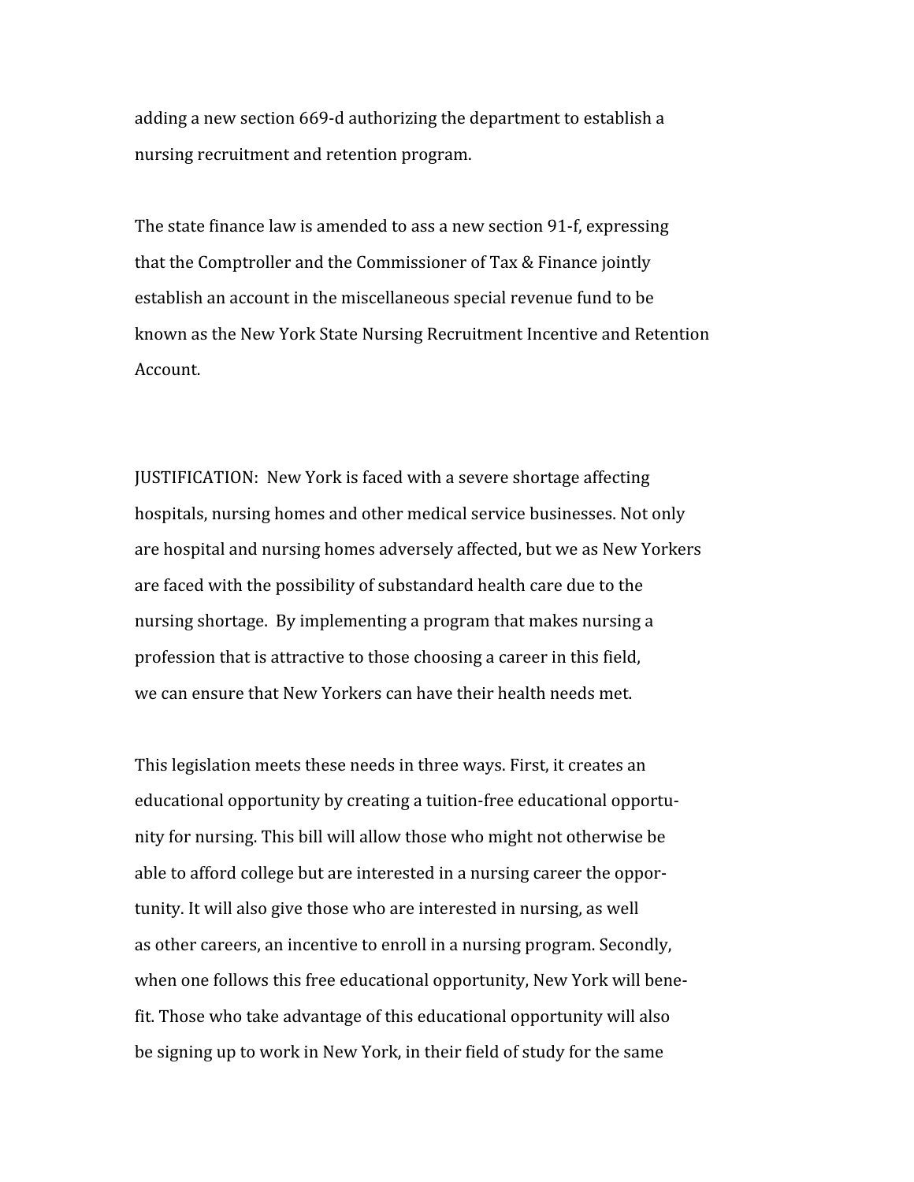adding a new section 669-d authorizing the department to establish a nursing recruitment and retention program.

The state finance law is amended to ass a new section 91-f, expressing that the Comptroller and the Commissioner of Tax & Finance jointly establish an account in the miscellaneous special revenue fund to be known as the New York State Nursing Recruitment Incentive and Retention Account.

JUSTIFICATION: New York is faced with a severe shortage affecting hospitals, nursing homes and other medical service businesses. Not only are hospital and nursing homes adversely affected, but we as New Yorkers are faced with the possibility of substandard health care due to the nursing shortage. By implementing a program that makes nursing a profession that is attractive to those choosing a career in this field, we can ensure that New Yorkers can have their health needs met.

This legislation meets these needs in three ways. First, it creates an educational opportunity by creating a tuition-free educational opportunity for nursing. This bill will allow those who might not otherwise be able to afford college but are interested in a nursing career the opportunity. It will also give those who are interested in nursing, as well as other careers, an incentive to enroll in a nursing program. Secondly, when one follows this free educational opportunity, New York will benefit. Those who take advantage of this educational opportunity will also be signing up to work in New York, in their field of study for the same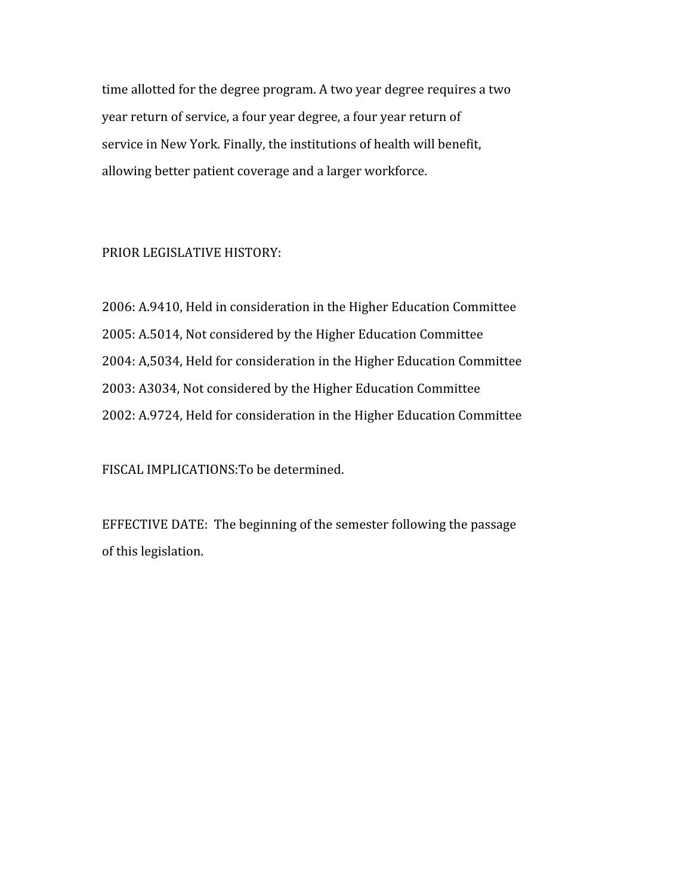time allotted for the degree program. A two year degree requires a two year return of service, a four year degree, a four year return of service in New York. Finally, the institutions of health will benefit, allowing better patient coverage and a larger workforce.

PRIOR LEGISLATIVE HISTORY:

2006: A.9410, Held in consideration in the Higher Education Committee
2005: A.5014, Not considered by the Higher Education Committee
2004: A,5034, Held for consideration in the Higher Education Committee
2003: A3034, Not considered by the Higher Education Committee
2002: A.9724, Held for consideration in the Higher Education Committee

FISCAL IMPLICATIONS:To be determined.

EFFECTIVE DATE: The beginning of the semester following the passage of this legislation.